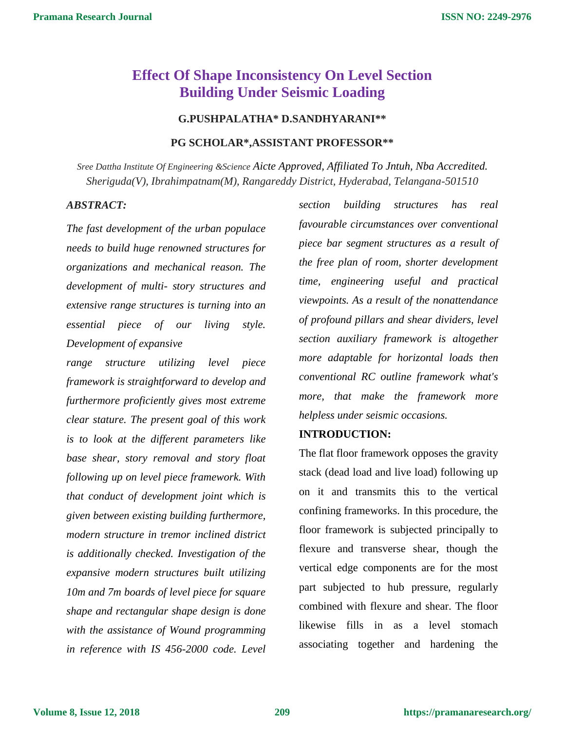# Effect Of Shape Inconsistency On Level Section Building Under Seismic Loading

**G.PUSHPALATHA* D.SANDHYARANI****

**PG SCHOLAR*,ASSISTANT PROFESSOR****

*Sree Dattha Institute Of Engineering &Science Aicte Approved, Affiliated To Jntuh, Nba Accredited. Sheriguda(V), Ibrahimpatnam(M), Rangareddy District, Hyderabad, Telangana-501510*

## *ABSTRACT:*

*The fast development of the urban populace needs to build huge renowned structures for organizations and mechanical reason. The development of multi- story structures and extensive range structures is turning into an essential piece of our living style. Development of expansive range structure utilizing level piece framework is straightforward to develop and furthermore proficiently gives most extreme clear stature. The present goal of this work is to look at the different parameters like base shear, story removal and story float following up on level piece framework. With that conduct of development joint which is given between existing building furthermore, modern structure in tremor inclined district is additionally checked. Investigation of the expansive modern structures built utilizing 10m and 7m boards of level piece for square shape and rectangular shape design is done with the assistance of Wound programming in reference with IS 456-2000 code. Level section building structures has real favourable circumstances over conventional piece bar segment structures as a result of the free plan of room, shorter development time, engineering useful and practical viewpoints. As a result of the nonattendance of profound pillars and shear dividers, level section auxiliary framework is altogether more adaptable for horizontal loads then conventional RC outline framework what's more, that make the framework more helpless under seismic occasions.*

## INTRODUCTION:

The flat floor framework opposes the gravity stack (dead load and live load) following up on it and transmits this to the vertical confining frameworks. In this procedure, the floor framework is subjected principally to flexure and transverse shear, though the vertical edge components are for the most part subjected to hub pressure, regularly combined with flexure and shear. The floor likewise fills in as a level stomach associating together and hardening the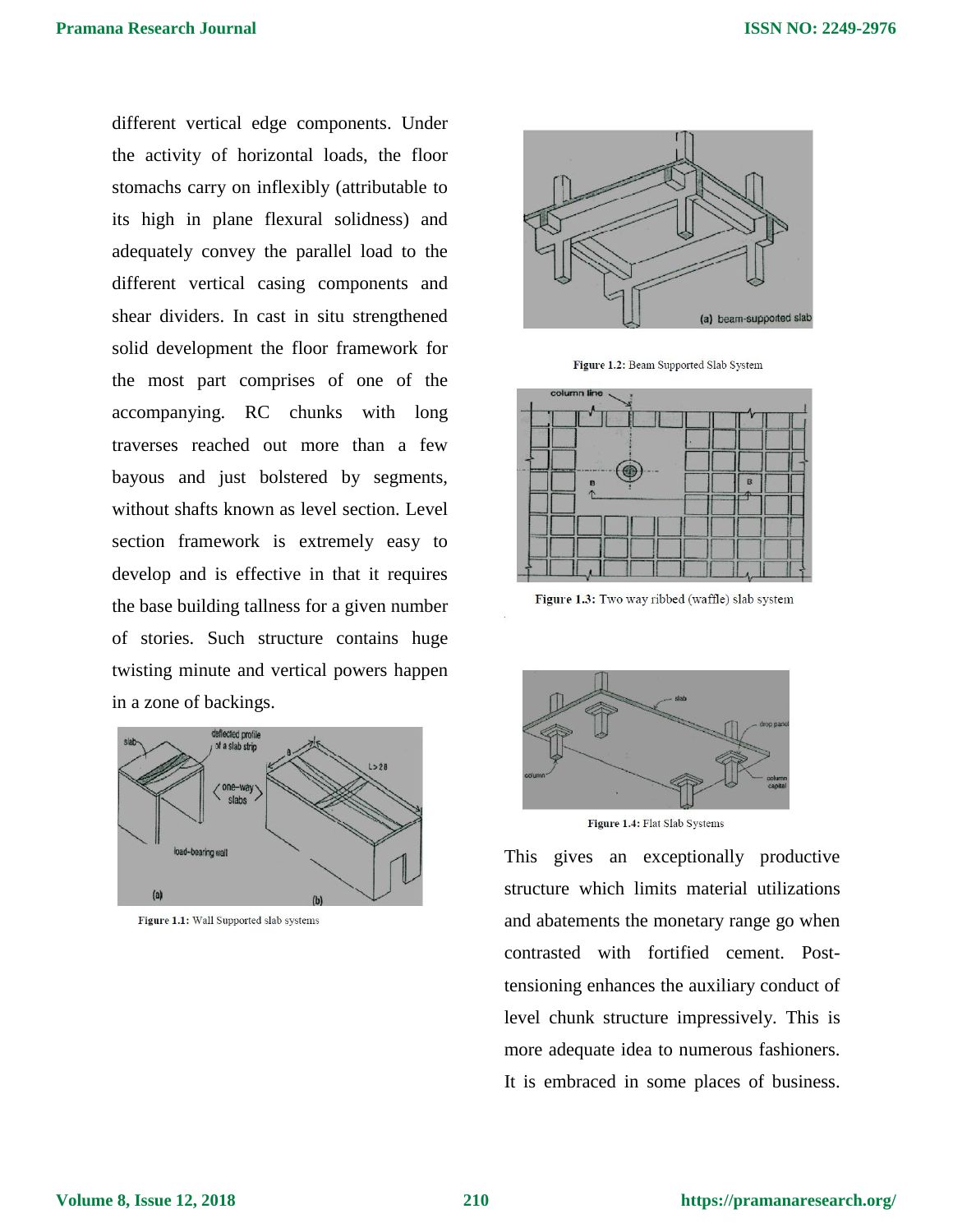different vertical edge components. Under the activity of horizontal loads, the floor stomachs carry on inflexibly (attributable to its high in plane flexural solidness) and adequately convey the parallel load to the different vertical casing components and shear dividers. In cast in situ strengthened solid development the floor framework for the most part comprises of one of the accompanying. RC chunks with long traverses reached out more than a few bayous and just bolstered by segments, without shafts known as level section. Level section framework is extremely easy to develop and is effective in that it requires the base building tallness for a given number of stories. Such structure contains huge twisting minute and vertical powers happen in a zone of backings.

**Figure 1.1:** Wall Supported slab systems

**Figure 1.2:** Beam Supported Slab System

**Figure 1.3:** Two way ribbed (waffle) slab system

**Figure 1.4:** Flat Slab Systems

This gives an exceptionally productive structure which limits material utilizations and abatements the monetary range go when contrasted with fortified cement. Post-tensioning enhances the auxiliary conduct of level chunk structure impressively. This is more adequate idea to numerous fashioners. It is embraced in some places of business.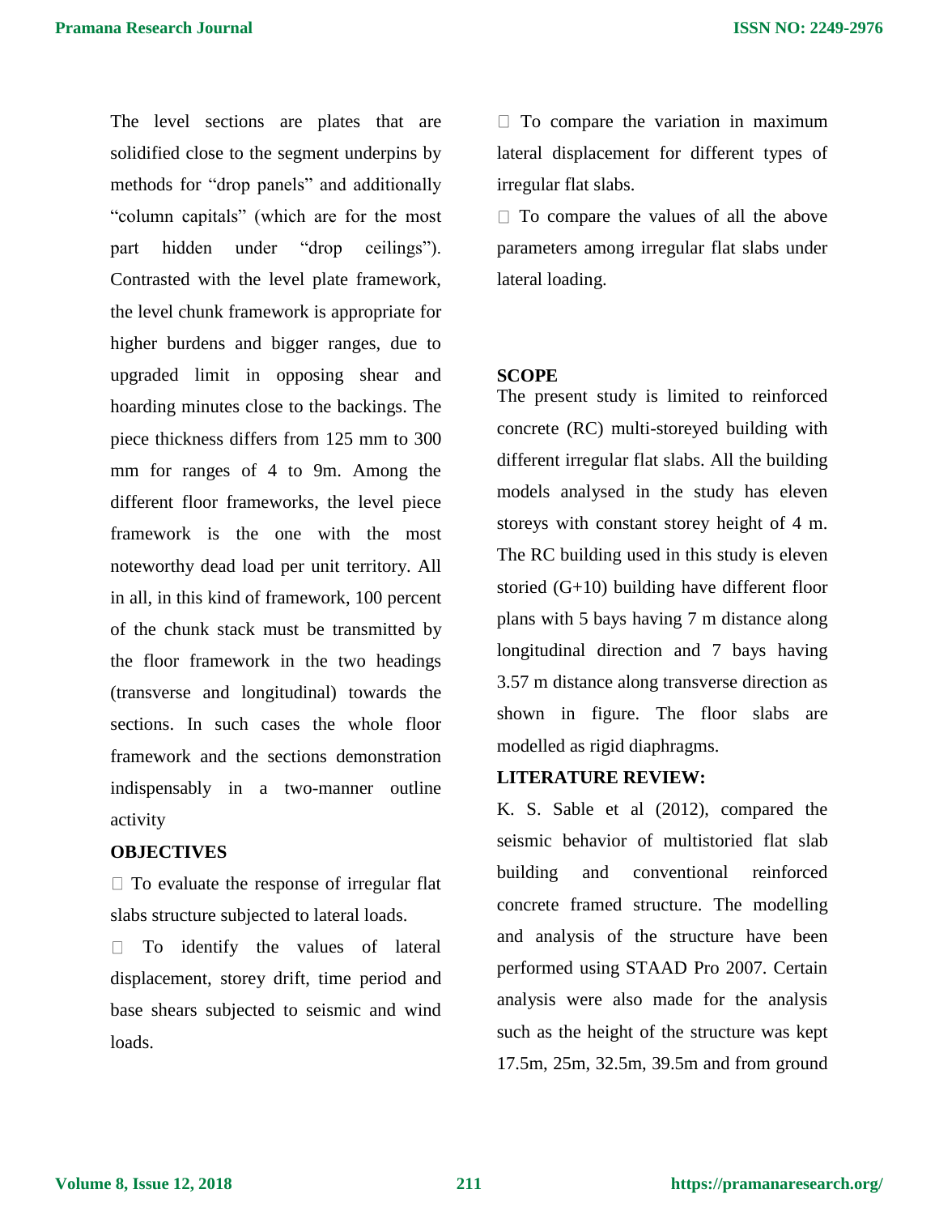The level sections are plates that are solidified close to the segment underpins by methods for "drop panels" and additionally "column capitals" (which are for the most part hidden under "drop ceilings"). Contrasted with the level plate framework, the level chunk framework is appropriate for higher burdens and bigger ranges, due to upgraded limit in opposing shear and hoarding minutes close to the backings. The piece thickness differs from 125 mm to 300 mm for ranges of 4 to 9m. Among the different floor frameworks, the level piece framework is the one with the most noteworthy dead load per unit territory. All in all, in this kind of framework, 100 percent of the chunk stack must be transmitted by the floor framework in the two headings (transverse and longitudinal) towards the sections. In such cases the whole floor framework and the sections demonstration indispensably in a two-manner outline activity

## OBJECTIVES

- To evaluate the response of irregular flat slabs structure subjected to lateral loads.
- To identify the values of lateral displacement, storey drift, time period and base shears subjected to seismic and wind loads.
- To compare the variation in maximum lateral displacement for different types of irregular flat slabs.
- To compare the values of all the above parameters among irregular flat slabs under lateral loading.

## SCOPE

The present study is limited to reinforced concrete (RC) multi-storeyed building with different irregular flat slabs. All the building models analysed in the study has eleven storeys with constant storey height of 4 m. The RC building used in this study is eleven storied (G+10) building have different floor plans with 5 bays having 7 m distance along longitudinal direction and 7 bays having 3.57 m distance along transverse direction as shown in figure. The floor slabs are modelled as rigid diaphragms.

## LITERATURE REVIEW:

K. S. Sable et al (2012), compared the seismic behavior of multistoried flat slab building and conventional reinforced concrete framed structure. The modelling and analysis of the structure have been performed using STAAD Pro 2007. Certain analysis were also made for the analysis such as the height of the structure was kept 17.5m, 25m, 32.5m, 39.5m and from ground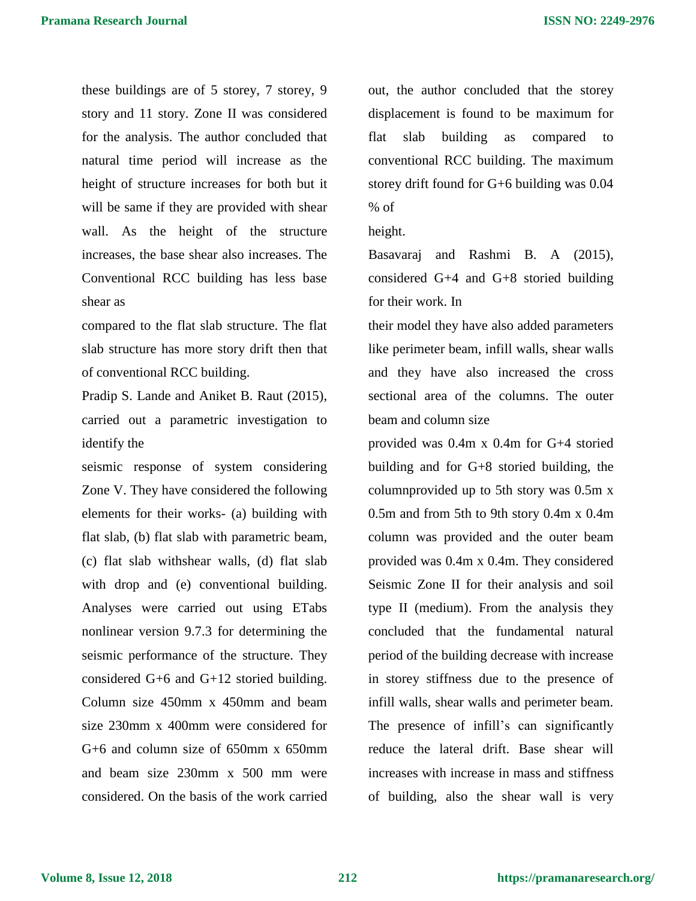these buildings are of 5 storey, 7 storey, 9 story and 11 story. Zone II was considered for the analysis. The author concluded that natural time period will increase as the height of structure increases for both but it will be same if they are provided with shear wall. As the height of the structure increases, the base shear also increases. The Conventional RCC building has less base shear as

compared to the flat slab structure. The flat slab structure has more story drift then that of conventional RCC building.

Pradip S. Lande and Aniket B. Raut (2015), carried out a parametric investigation to identify the

seismic response of system considering Zone V. They have considered the following elements for their works- (a) building with flat slab, (b) flat slab with parametric beam, (c) flat slab withshear walls, (d) flat slab with drop and (e) conventional building. Analyses were carried out using ETabs nonlinear version 9.7.3 for determining the seismic performance of the structure. They considered G+6 and G+12 storied building. Column size 450mm x 450mm and beam size 230mm x 400mm were considered for G+6 and column size of 650mm x 650mm and beam size 230mm x 500 mm were considered. On the basis of the work carried out, the author concluded that the storey displacement is found to be maximum for flat slab building as compared to conventional RCC building. The maximum storey drift found for G+6 building was 0.04 % of

height.

Basavaraj and Rashmi B. A (2015), considered G+4 and G+8 storied building for their work. In

their model they have also added parameters like perimeter beam, infill walls, shear walls and they have also increased the cross sectional area of the columns. The outer beam and column size

provided was 0.4m x 0.4m for G+4 storied building and for G+8 storied building, the columnprovided up to 5th story was 0.5m x 0.5m and from 5th to 9th story 0.4m x 0.4m column was provided and the outer beam provided was 0.4m x 0.4m. They considered Seismic Zone II for their analysis and soil type II (medium). From the analysis they concluded that the fundamental natural period of the building decrease with increase in storey stiffness due to the presence of infill walls, shear walls and perimeter beam. The presence of infill's can significantly reduce the lateral drift. Base shear will increases with increase in mass and stiffness of building, also the shear wall is very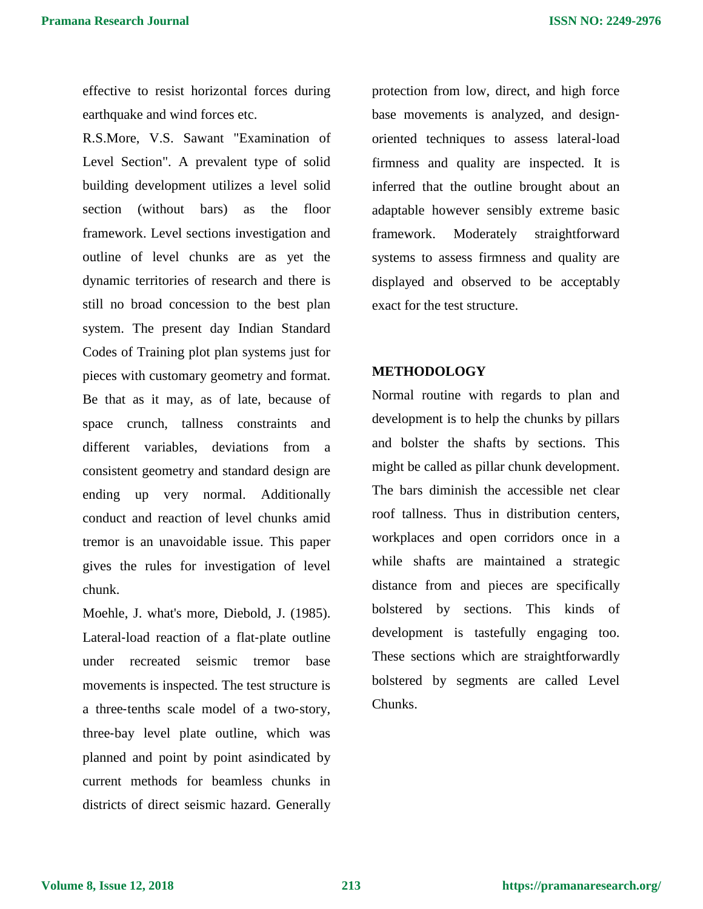effective to resist horizontal forces during earthquake and wind forces etc.

R.S.More, V.S. Sawant "Examination of Level Section". A prevalent type of solid building development utilizes a level solid section (without bars) as the floor framework. Level sections investigation and outline of level chunks are as yet the dynamic territories of research and there is still no broad concession to the best plan system. The present day Indian Standard Codes of Training plot plan systems just for pieces with customary geometry and format. Be that as it may, as of late, because of space crunch, tallness constraints and different variables, deviations from a consistent geometry and standard design are ending up very normal. Additionally conduct and reaction of level chunks amid tremor is an unavoidable issue. This paper gives the rules for investigation of level chunk.

Moehle, J. what's more, Diebold, J. (1985). Lateral-load reaction of a flat-plate outline under recreated seismic tremor base movements is inspected. The test structure is a three-tenths scale model of a two-story, three-bay level plate outline, which was planned and point by point asindicated by current methods for beamless chunks in districts of direct seismic hazard. Generally protection from low, direct, and high force base movements is analyzed, and design-oriented techniques to assess lateral-load firmness and quality are inspected. It is inferred that the outline brought about an adaptable however sensibly extreme basic framework. Moderately straightforward systems to assess firmness and quality are displayed and observed to be acceptably exact for the test structure.

## METHODOLOGY

Normal routine with regards to plan and development is to help the chunks by pillars and bolster the shafts by sections. This might be called as pillar chunk development. The bars diminish the accessible net clear roof tallness. Thus in distribution centers, workplaces and open corridors once in a while shafts are maintained a strategic distance from and pieces are specifically bolstered by sections. This kinds of development is tastefully engaging too. These sections which are straightforwardly bolstered by segments are called Level Chunks.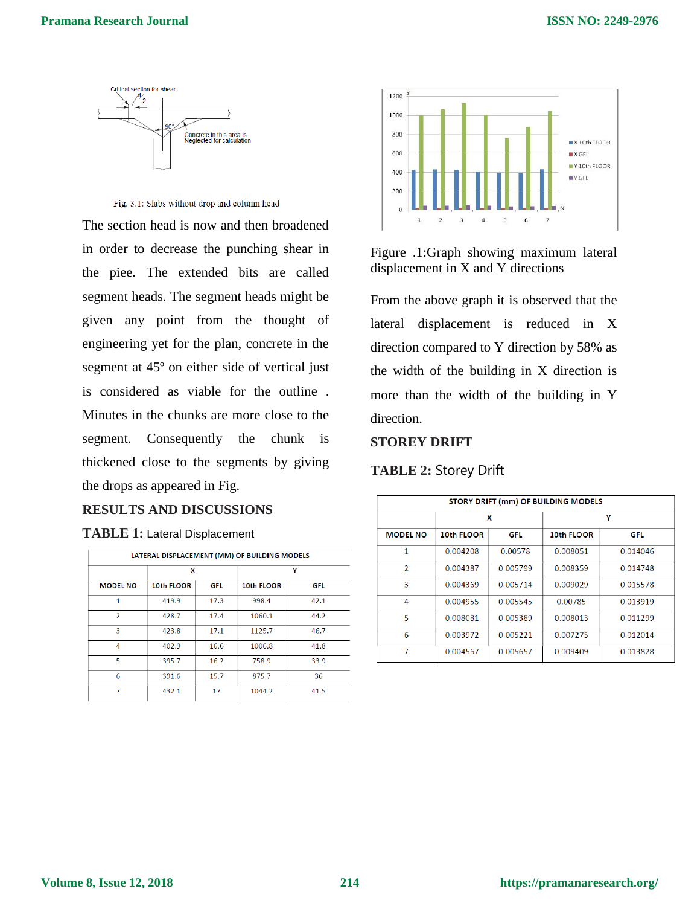Fig. 3.1: Slabs without drop and column head

The section head is now and then broadened in order to decrease the punching shear in the piee. The extended bits are called segment heads. The segment heads might be given any point from the thought of engineering yet for the plan, concrete in the segment at 45º on either side of vertical just is considered as viable for the outline . Minutes in the chunks are more close to the segment. Consequently the chunk is thickened close to the segments by giving the drops as appeared in Fig.

## RESULTS AND DISCUSSIONS

**TABLE 1:** Lateral Displacement

| LATERAL DISPLACEMENT (MM) OF BUILDING MODELS | | | | |
|---|---|---|---|---|
| | X | | Y | |
| MODEL NO | 10th FLOOR | GFL | 10th FLOOR | GFL |
| 1 | 419.9 | 17.3 | 998.4 | 42.1 |
| 2 | 428.7 | 17.4 | 1060.1 | 44.2 |
| 3 | 423.8 | 17.1 | 1125.7 | 46.7 |
| 4 | 402.9 | 16.6 | 1006.8 | 41.8 |
| 5 | 395.7 | 16.2 | 758.9 | 33.9 |
| 6 | 391.6 | 15.7 | 875.7 | 36 |
| 7 | 432.1 | 17 | 1044.2 | 41.5 |

Figure .1:Graph showing maximum lateral displacement in X and Y directions

From the above graph it is observed that the lateral displacement is reduced in X direction compared to Y direction by 58% as the width of the building in X direction is more than the width of the building in Y direction.

## STOREY DRIFT

**TABLE 2:** Storey Drift

| STORY DRIFT (mm) OF BUILDING MODELS | | | | |
|---|---|---|---|---|
| | X | | Y | |
| MODEL NO | 10th FLOOR | GFL | 10th FLOOR | GFL |
| 1 | 0.004208 | 0.00578 | 0.008051 | 0.014046 |
| 2 | 0.004387 | 0.005799 | 0.008359 | 0.014748 |
| 3 | 0.004369 | 0.005714 | 0.009029 | 0.015578 |
| 4 | 0.004955 | 0.005545 | 0.00785 | 0.013919 |
| 5 | 0.008081 | 0.005389 | 0.008013 | 0.011299 |
| 6 | 0.003972 | 0.005221 | 0.007275 | 0.012014 |
| 7 | 0.004567 | 0.005657 | 0.009409 | 0.013828 |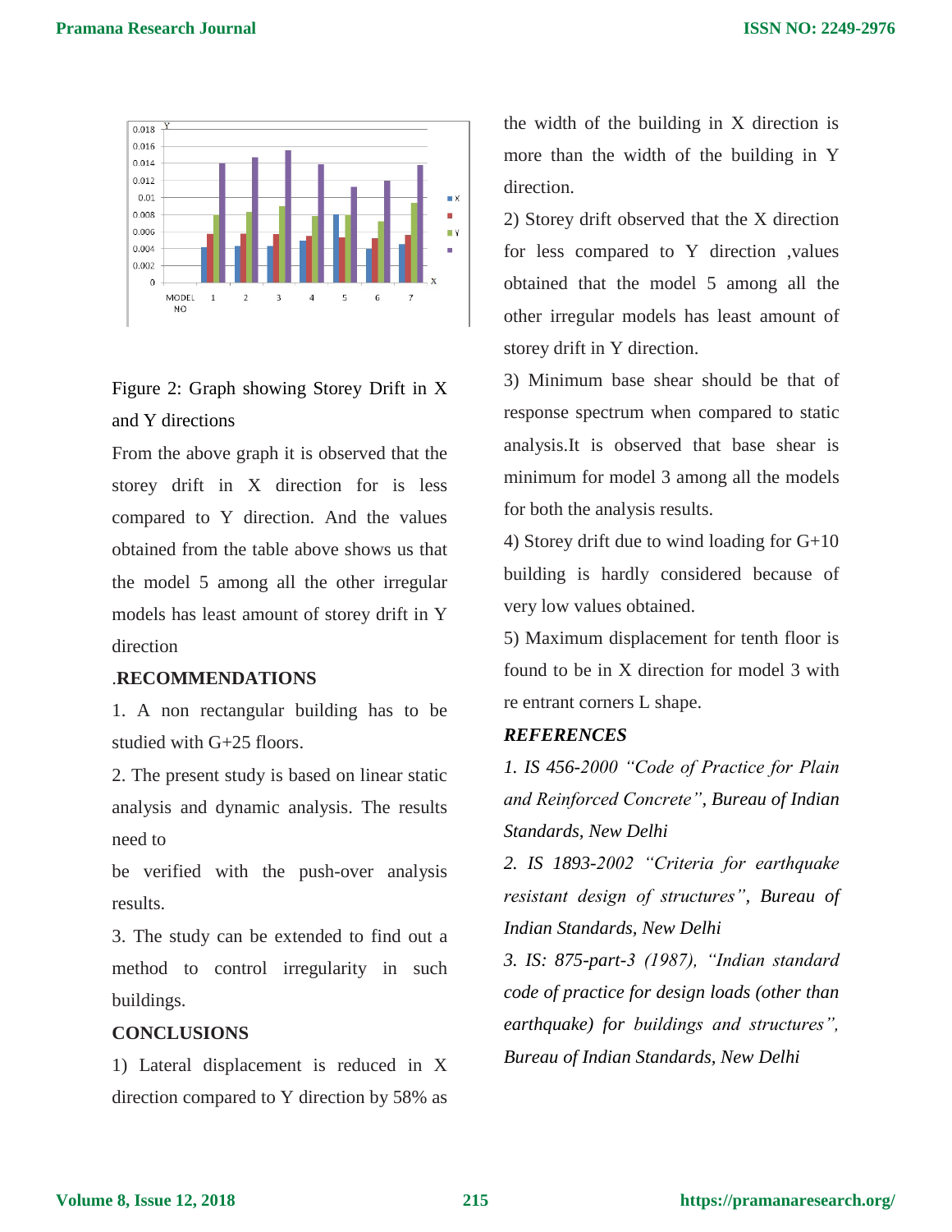Figure 2: Graph showing Storey Drift in X and Y directions

From the above graph it is observed that the storey drift in X direction for is less compared to Y direction. And the values obtained from the table above shows us that the model 5 among all the other irregular models has least amount of storey drift in Y direction

## .RECOMMENDATIONS

1. A non rectangular building has to be studied with G+25 floors.

2. The present study is based on linear static analysis and dynamic analysis. The results need to

be verified with the push-over analysis results.

3. The study can be extended to find out a method to control irregularity in such buildings.

## CONCLUSIONS

1) Lateral displacement is reduced in X direction compared to Y direction by 58% as the width of the building in X direction is more than the width of the building in Y direction.

2) Storey drift observed that the X direction for less compared to Y direction ,values obtained that the model 5 among all the other irregular models has least amount of storey drift in Y direction.

3) Minimum base shear should be that of response spectrum when compared to static analysis.It is observed that base shear is minimum for model 3 among all the models for both the analysis results.

4) Storey drift due to wind loading for G+10 building is hardly considered because of very low values obtained.

5) Maximum displacement for tenth floor is found to be in X direction for model 3 with re entrant corners L shape.

## *REFERENCES*

*1. IS 456-2000 "Code of Practice for Plain and Reinforced Concrete", Bureau of Indian Standards, New Delhi*

*2. IS 1893-2002 "Criteria for earthquake resistant design of structures", Bureau of Indian Standards, New Delhi*

*3. IS: 875-part-3 (1987), "Indian standard code of practice for design loads (other than earthquake) for buildings and structures", Bureau of Indian Standards, New Delhi*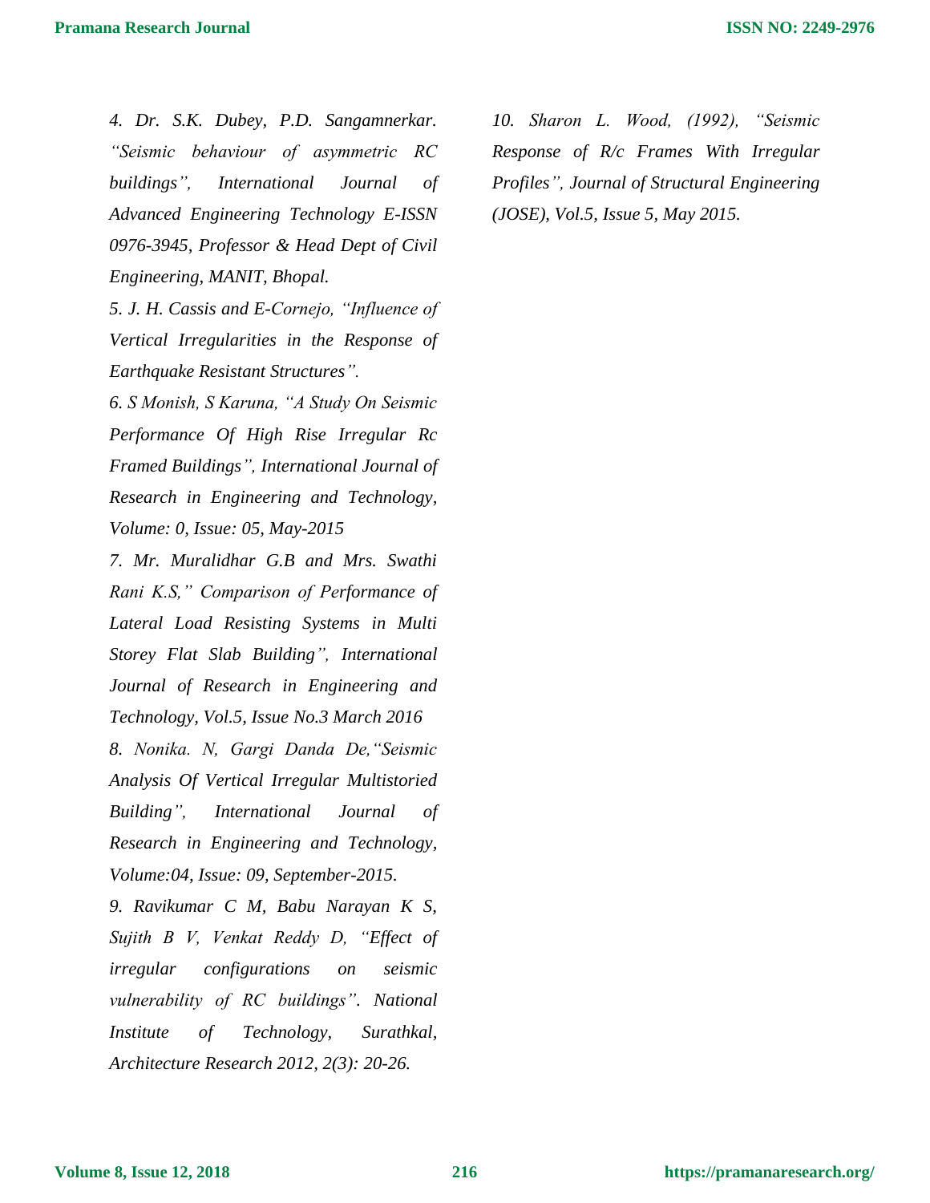*4. Dr. S.K. Dubey, P.D. Sangamnerkar. "Seismic behaviour of asymmetric RC buildings", International Journal of Advanced Engineering Technology E-ISSN 0976-3945, Professor & Head Dept of Civil Engineering, MANIT, Bhopal.*

*5. J. H. Cassis and E-Cornejo, "Influence of Vertical Irregularities in the Response of Earthquake Resistant Structures".*

*6. S Monish, S Karuna, "A Study On Seismic Performance Of High Rise Irregular Rc Framed Buildings", International Journal of Research in Engineering and Technology, Volume: 0, Issue: 05, May-2015*

*7. Mr. Muralidhar G.B and Mrs. Swathi Rani K.S," Comparison of Performance of Lateral Load Resisting Systems in Multi Storey Flat Slab Building", International Journal of Research in Engineering and Technology, Vol.5, Issue No.3 March 2016*

*8. Nonika. N, Gargi Danda De,"Seismic Analysis Of Vertical Irregular Multistoried Building", International Journal of Research in Engineering and Technology, Volume:04, Issue: 09, September-2015.*

*9. Ravikumar C M, Babu Narayan K S, Sujith B V, Venkat Reddy D, "Effect of irregular configurations on seismic vulnerability of RC buildings". National Institute of Technology, Surathkal, Architecture Research 2012, 2(3): 20-26.*

*10. Sharon L. Wood, (1992), "Seismic Response of R/c Frames With Irregular Profiles", Journal of Structural Engineering (JOSE), Vol.5, Issue 5, May 2015.*